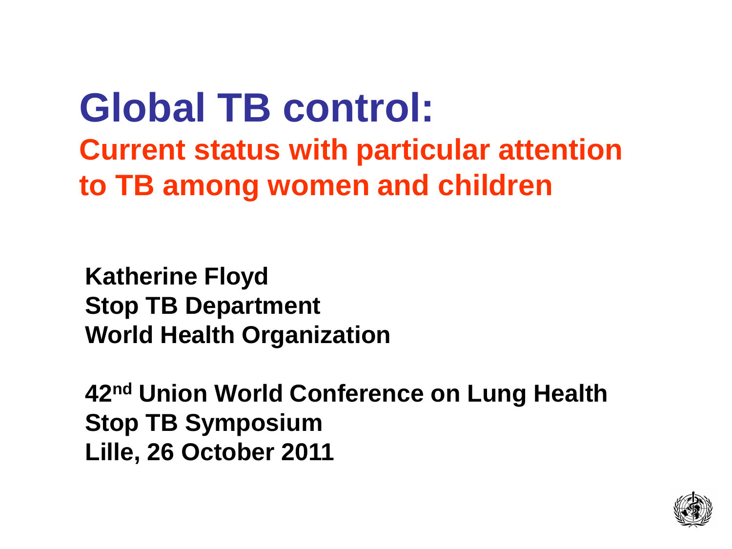# Global TB control:

## Current status with particular attention to TB among women and children

**Katherine Floyd**
**Stop TB Department**
**World Health Organization**

**42nd Union World Conference on Lung Health**
**Stop TB Symposium**
**Lille, 26 October 2011**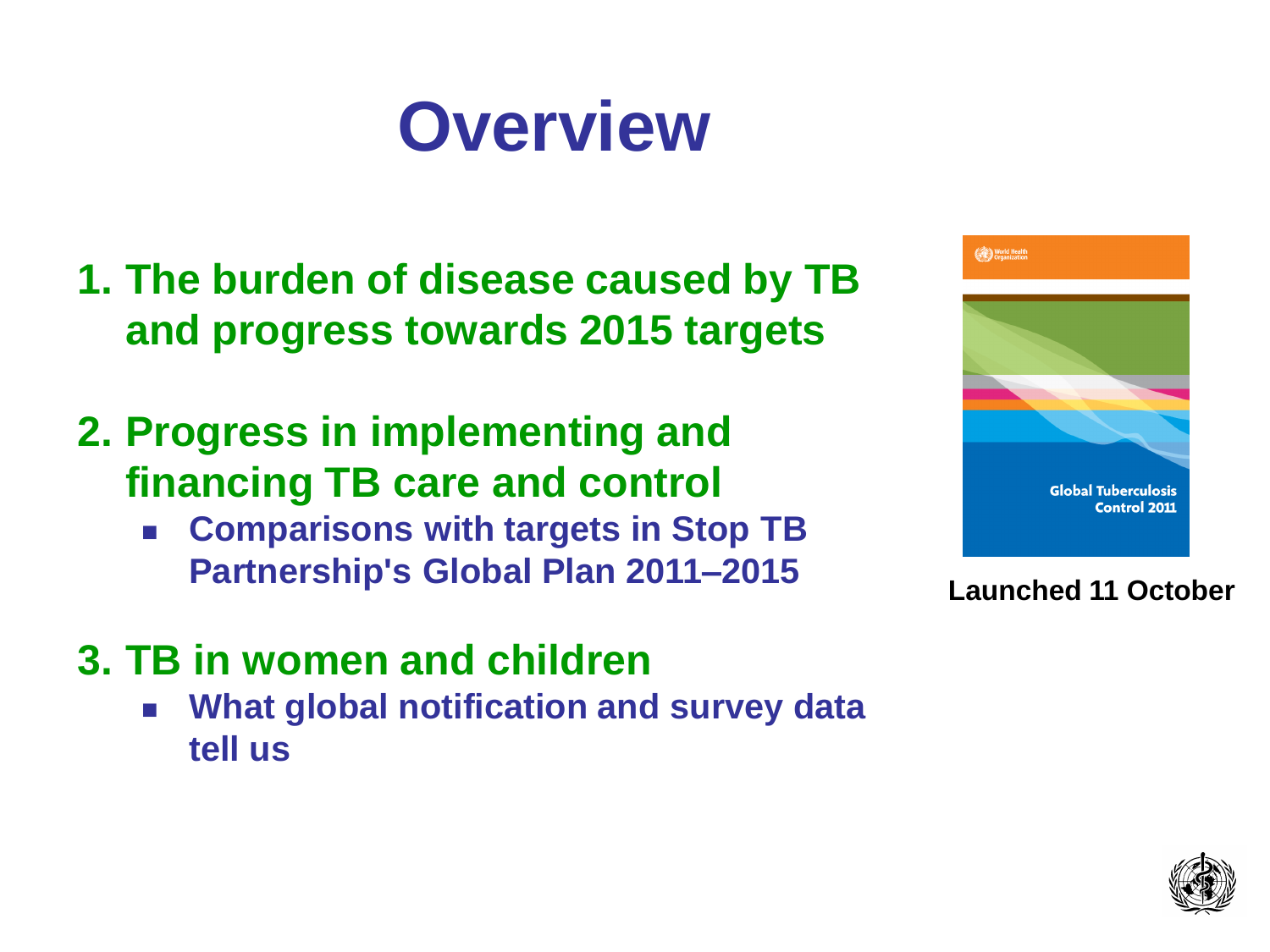# Overview

1. **The burden of disease caused by TB and progress towards 2015 targets**

2. **Progress in implementing and financing TB care and control**
   - **Comparisons with targets in Stop TB Partnership's Global Plan 2011–2015**

3. **TB in women and children**
   - **What global notification and survey data tell us**

**Launched 11 October**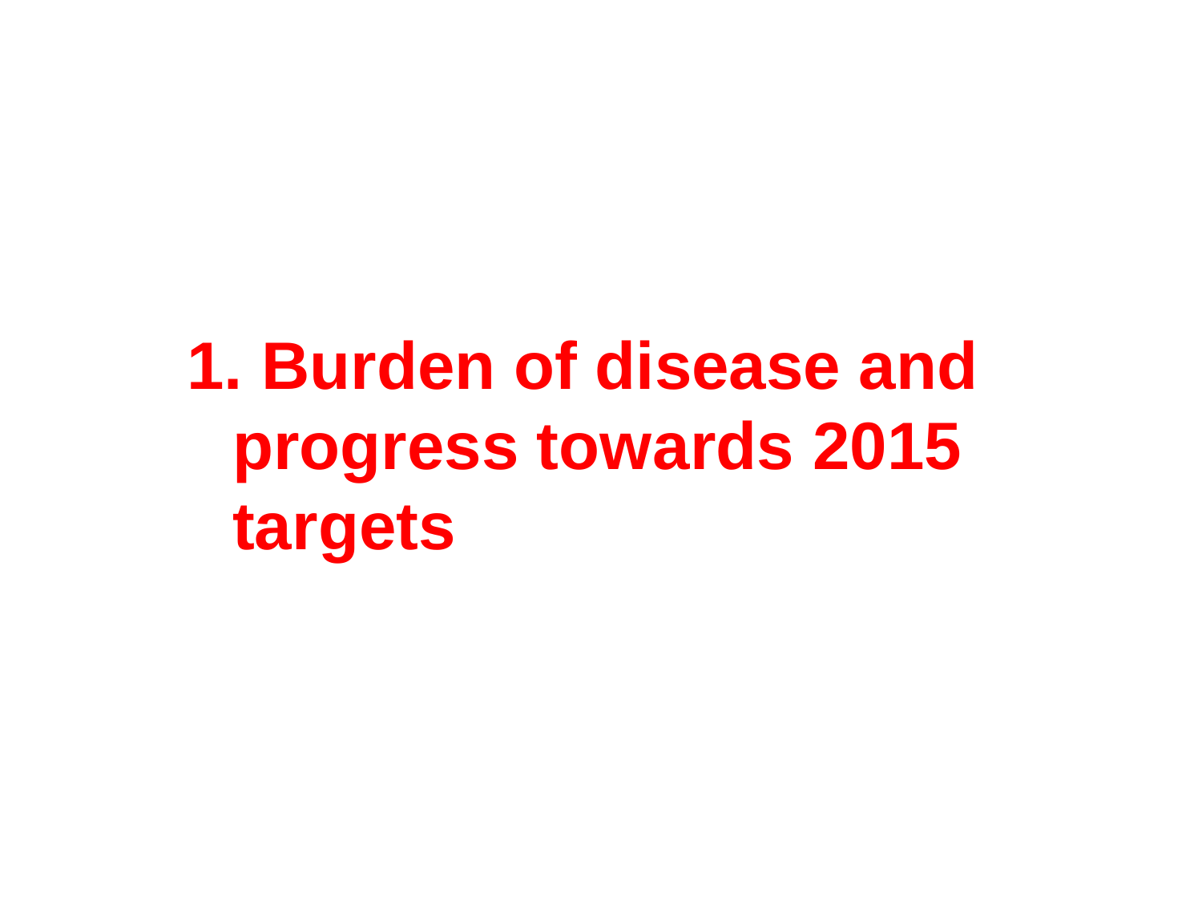# 1. Burden of disease and progress towards 2015 targets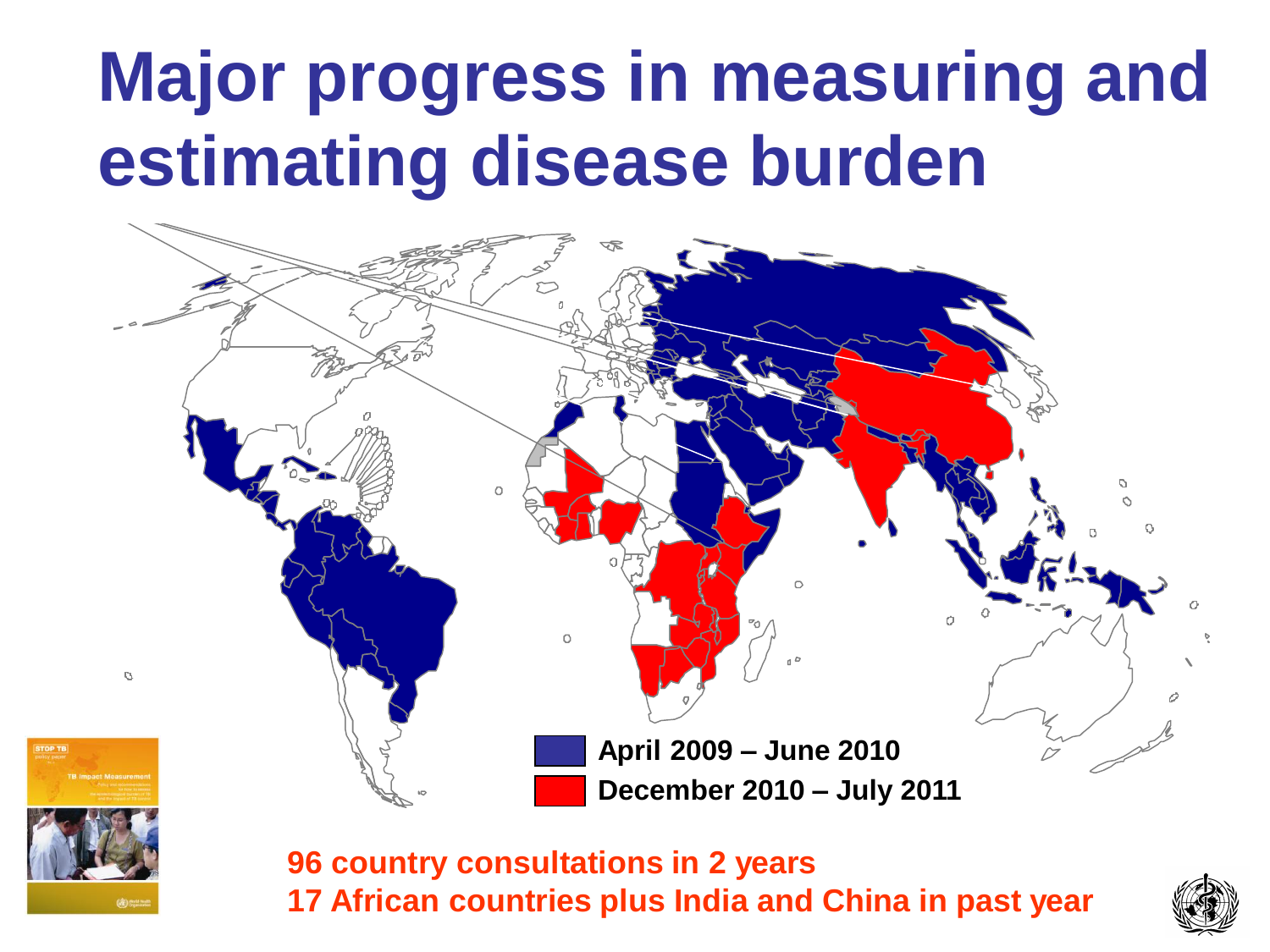# Major progress in measuring and estimating disease burden

April 2009 – June 2010

December 2010 – July 2011

**96 country consultations in 2 years**
**17 African countries plus India and China in past year**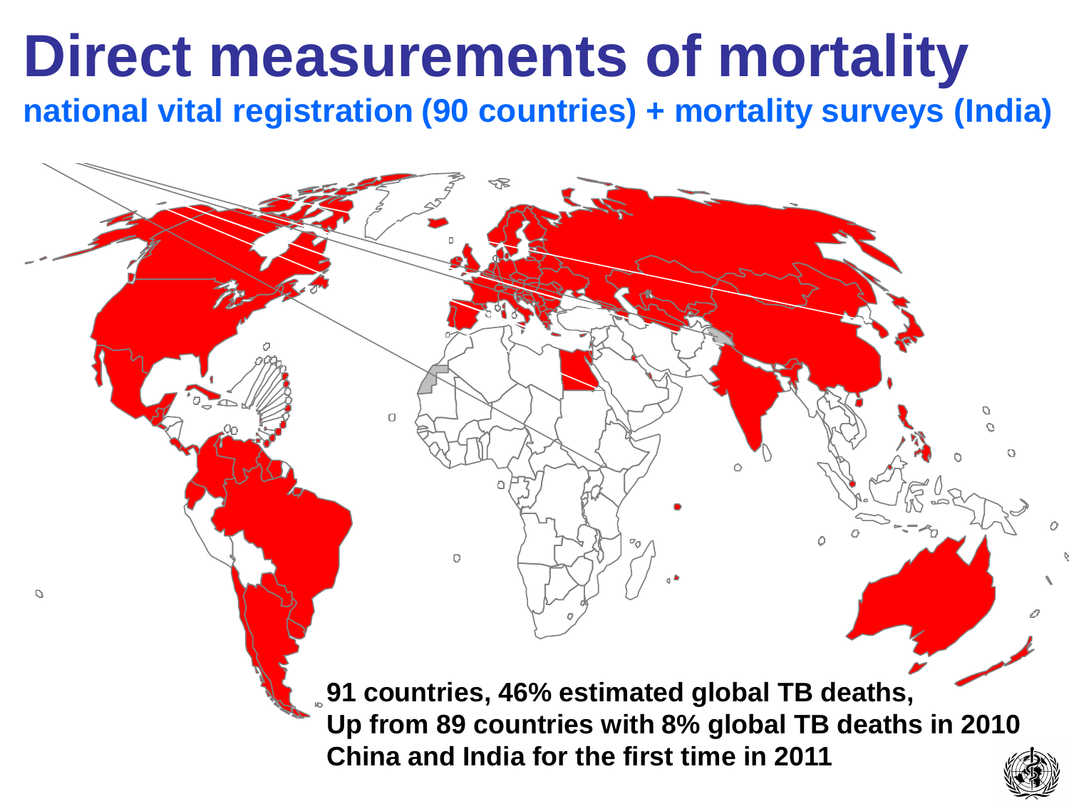# Direct measurements of mortality

**national vital registration (90 countries) + mortality surveys (India)**

**91 countries, 46% estimated global TB deaths,**
**Up from 89 countries with 8% global TB deaths in 2010**
**China and India for the first time in 2011**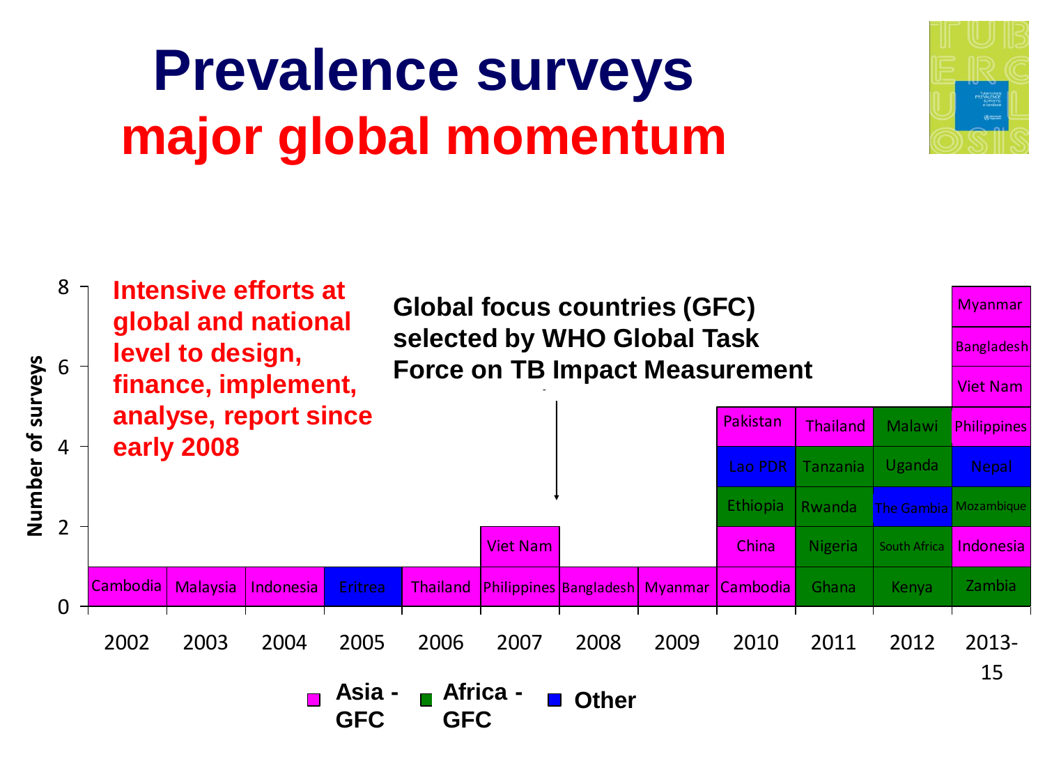# Prevalence surveys
## major global momentum

Intensive efforts at global and national level to design, finance, implement, analyse, report since early 2008

Global focus countries (GFC) selected by WHO Global Task Force on TB Impact Measurement

| Year | Surveys (bottom to top) |
|---|---|
| 2002 | Cambodia |
| 2003 | Malaysia |
| 2004 | Indonesia |
| 2005 | Eritrea |
| 2006 | Thailand |
| 2007 | Philippines, Viet Nam |
| 2008 | Bangladesh |
| 2009 | Myanmar |
| 2010 | Cambodia, China, Ethiopia, Lao PDR, Pakistan |
| 2011 | Ghana, Nigeria, Rwanda, Tanzania, Thailand |
| 2012 | Kenya, South Africa, The Gambia, Uganda, Malawi |
| 2013-15 | Zambia, Indonesia, Mozambique, Nepal, Philippines, Viet Nam, Bangladesh, Myanmar |

Y-axis: Number of surveys (0–8)

Legend: Asia - GFC; Africa - GFC; Other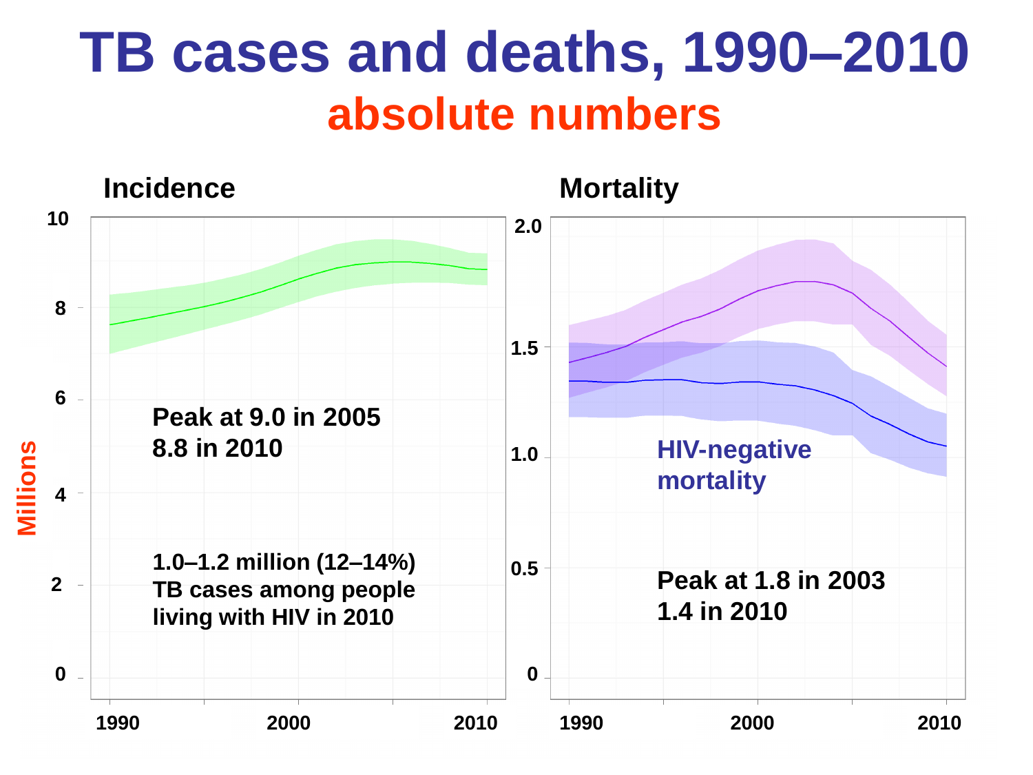# TB cases and deaths, 1990–2010

## absolute numbers

**Incidence**

**Mortality**

Millions

**Peak at 9.0 in 2005**
**8.8 in 2010**

**1.0–1.2 million (12–14%) TB cases among people living with HIV in 2010**

**HIV-negative mortality**

**Peak at 1.8 in 2003**
**1.4 in 2010**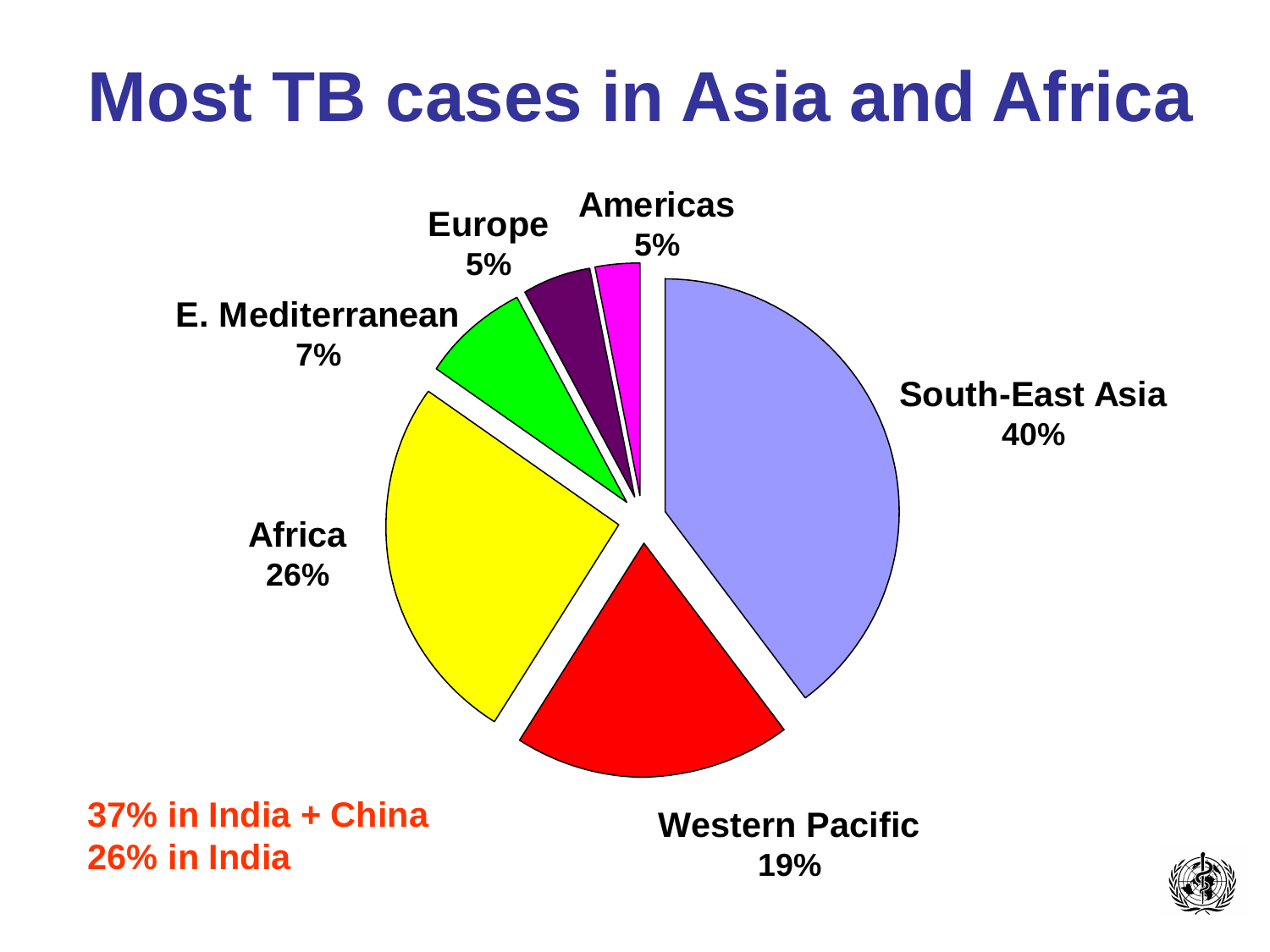# Most TB cases in Asia and Africa

South-East Asia
40%

Western Pacific
19%

Africa
26%

E. Mediterranean
7%

Europe
5%

Americas
5%

37% in India + China
26% in India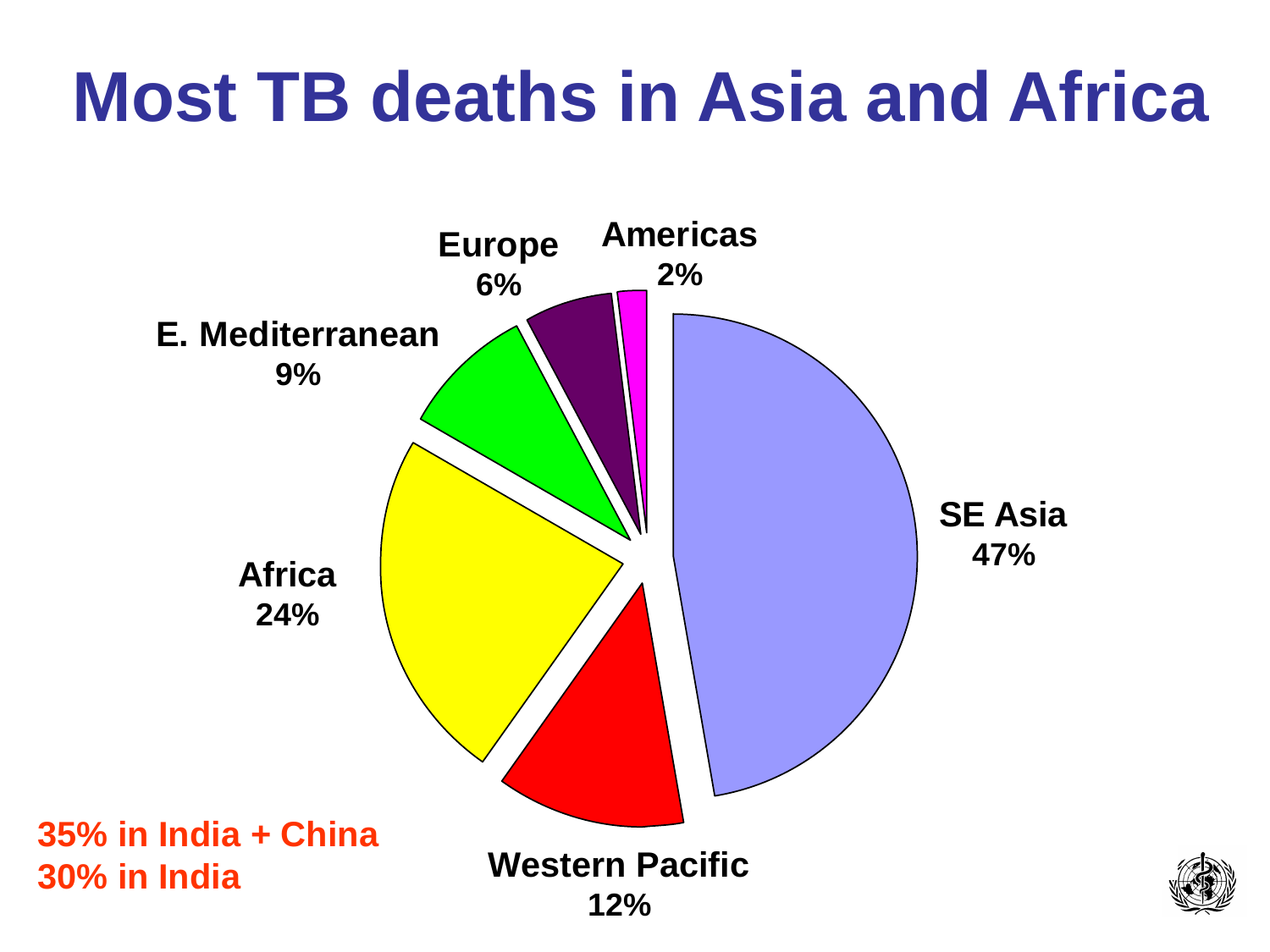# Most TB deaths in Asia and Africa

| Region | Share of TB deaths |
| --- | --- |
| SE Asia | 47% |
| Africa | 24% |
| Western Pacific | 12% |
| E. Mediterranean | 9% |
| Europe | 6% |
| Americas | 2% |

35% in India + China
30% in India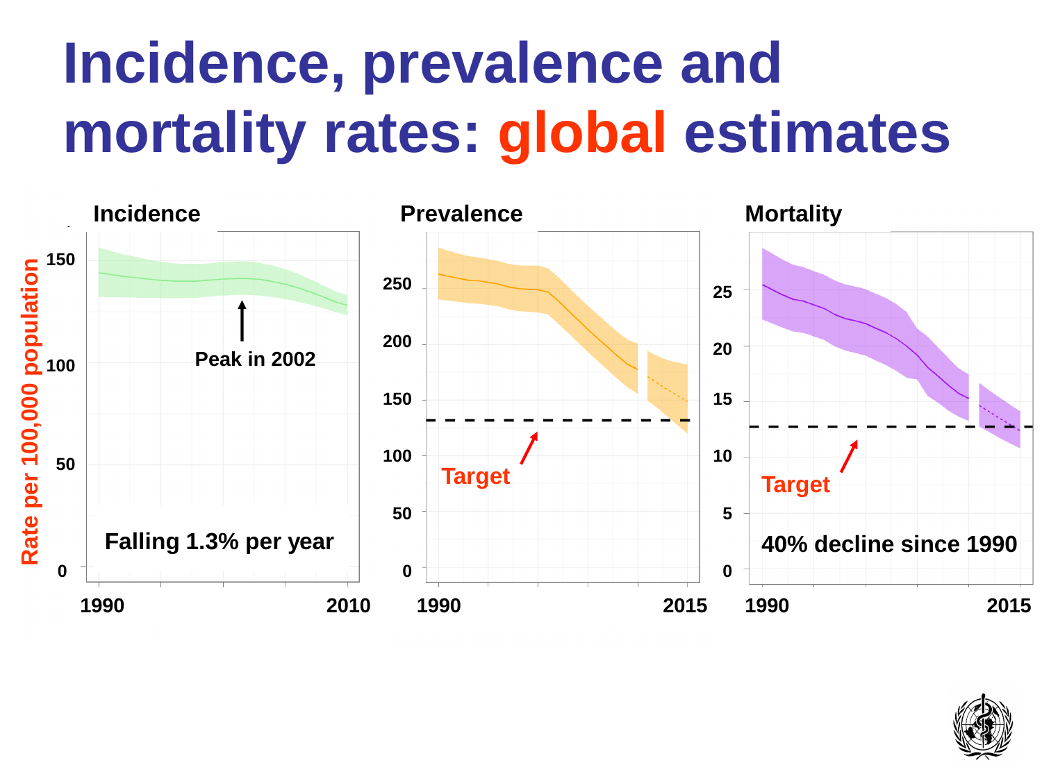# Incidence, prevalence and mortality rates: global estimates

**Incidence**

Rate per 100,000 population

Peak in 2002

Falling 1.3% per year

**Prevalence**

Target

**Mortality**

Target

40% decline since 1990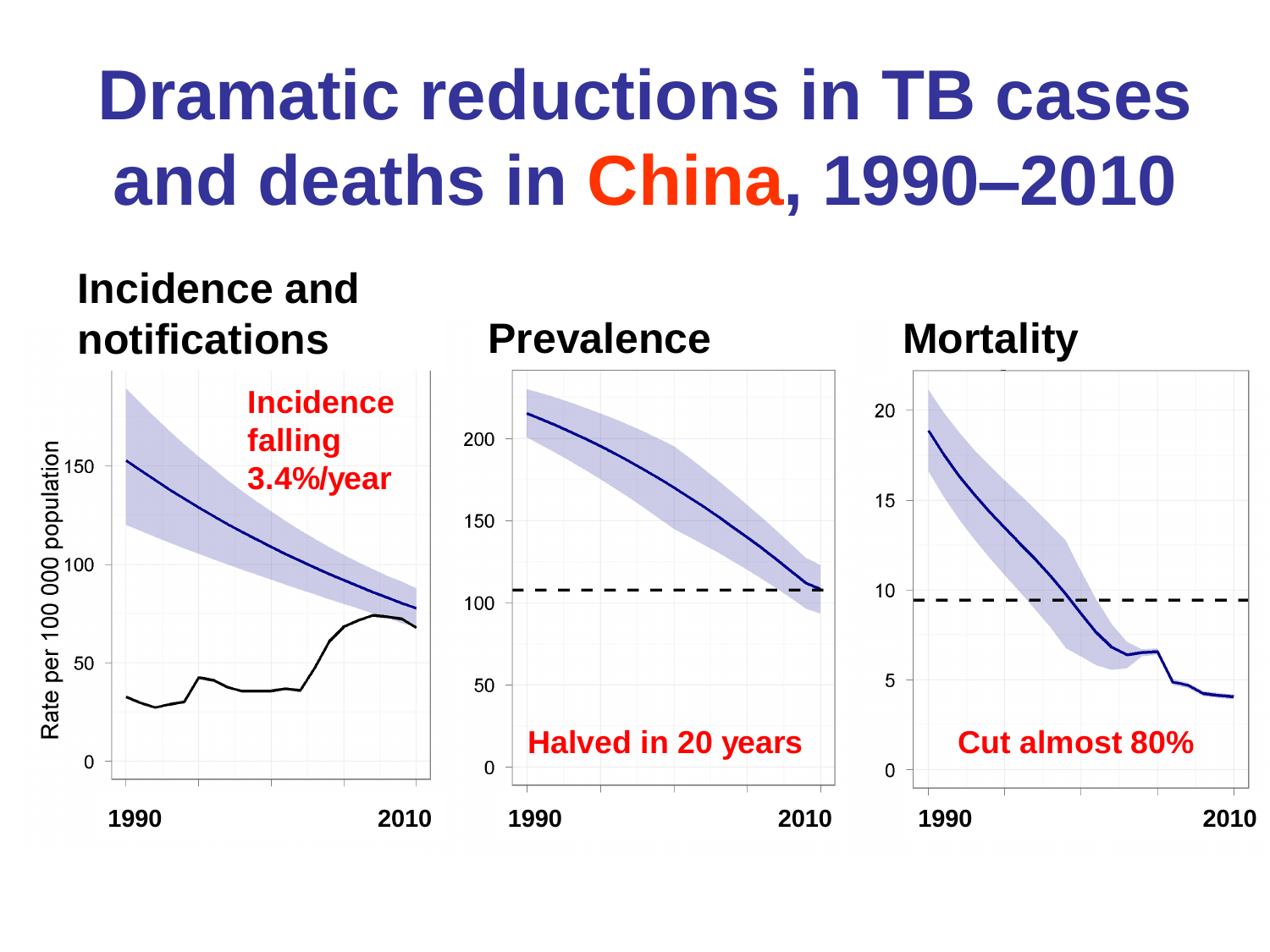# Dramatic reductions in TB cases and deaths in China, 1990–2010

### Incidence and notifications

Rate per 100 000 population

150

100

50

0

**Incidence falling 3.4%/year**

**1990** **2010**

### Prevalence

200

150

100

50

0

**Halved in 20 years**

**1990** **2010**

### Mortality

20

15

10

5

0

**Cut almost 80%**

**1990** **2010**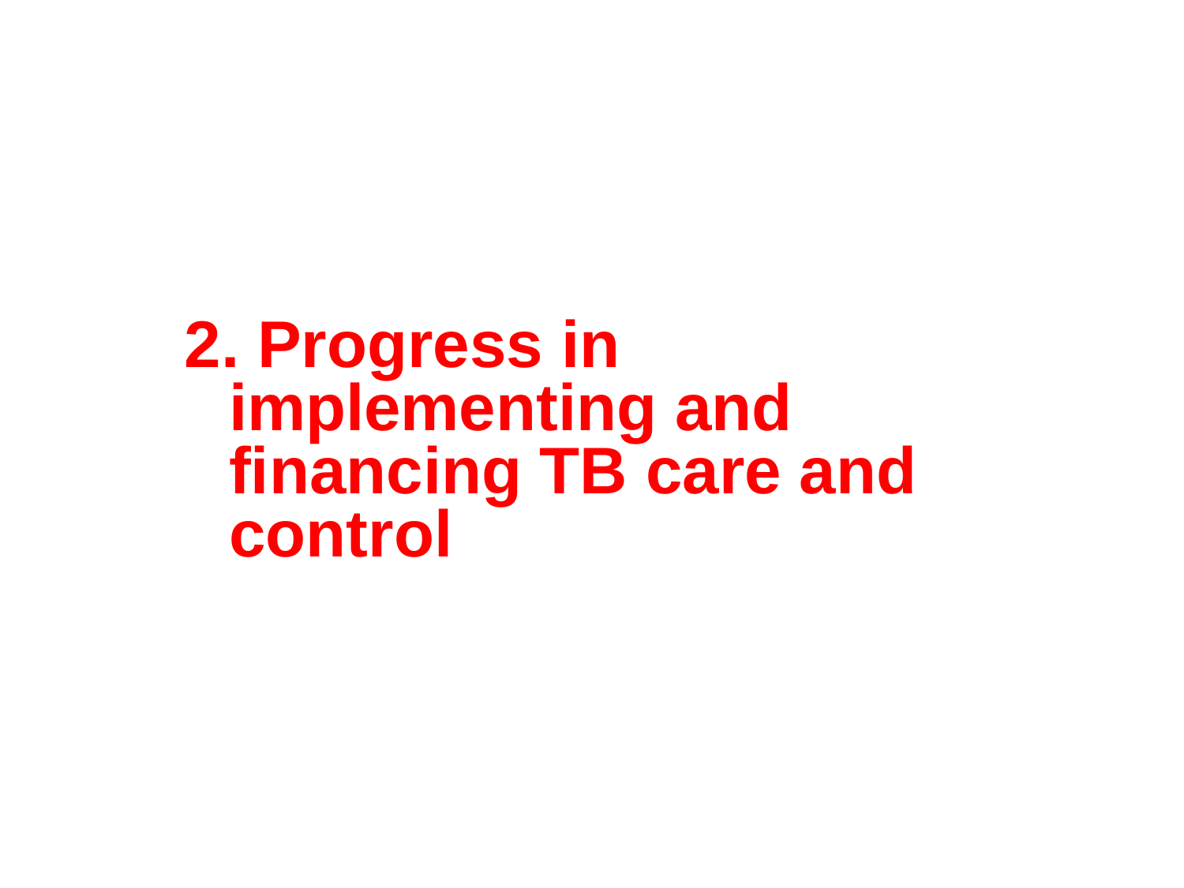# 2. Progress in implementing and financing TB care and control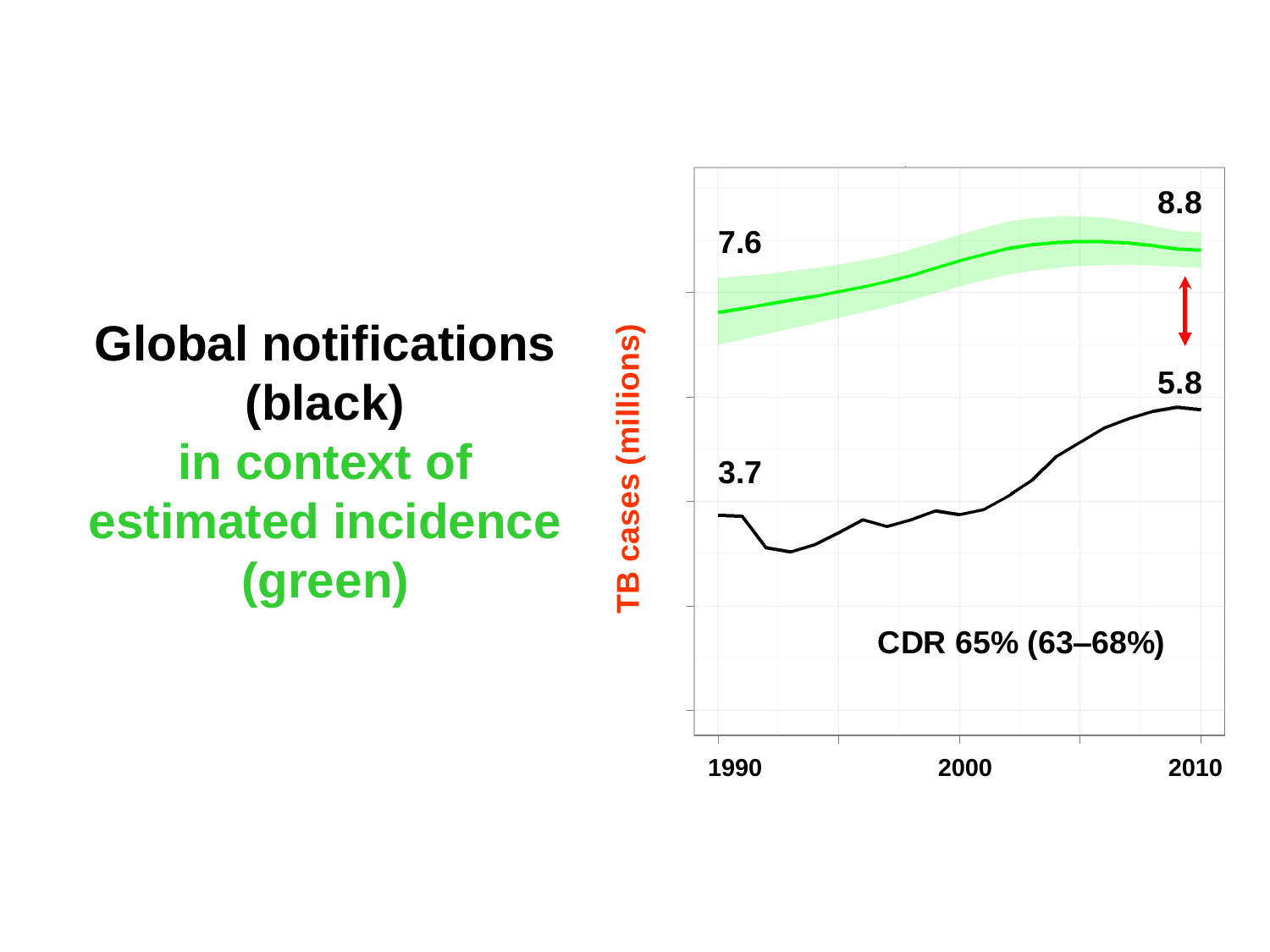# Global notifications (black) in context of estimated incidence (green)

TB cases (millions)

7.6

8.8

5.8

3.7

CDR 65% (63–68%)

1990 2000 2010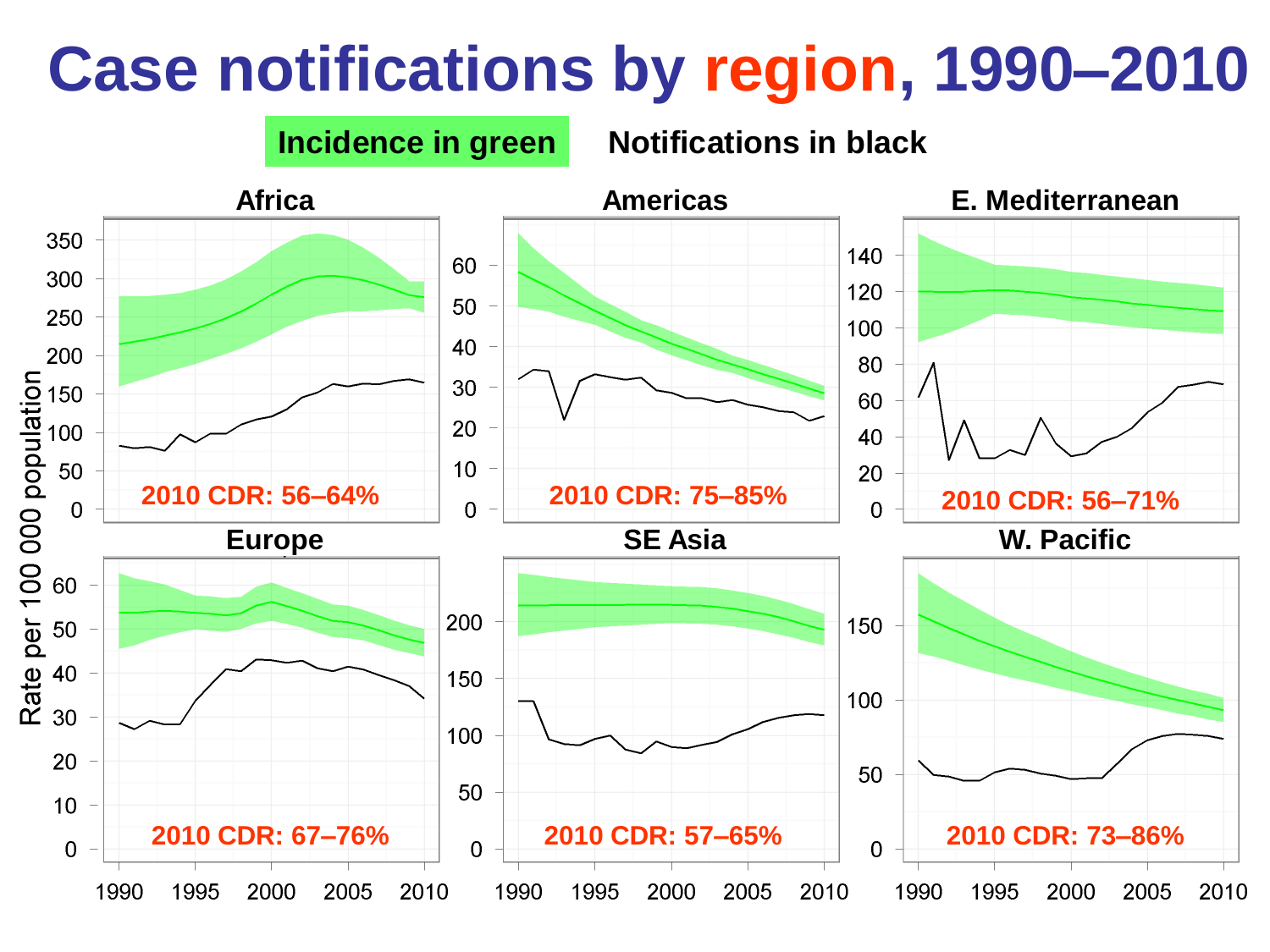# Case notifications by region, 1990–2010

**Incidence in green** Notifications in black

## Africa

2010 CDR: 56–64%

## Americas

2010 CDR: 75–85%

## E. Mediterranean

2010 CDR: 56–71%

## Europe

2010 CDR: 67–76%

## SE Asia

2010 CDR: 57–65%

## W. Pacific

2010 CDR: 73–86%

Rate per 100 000 population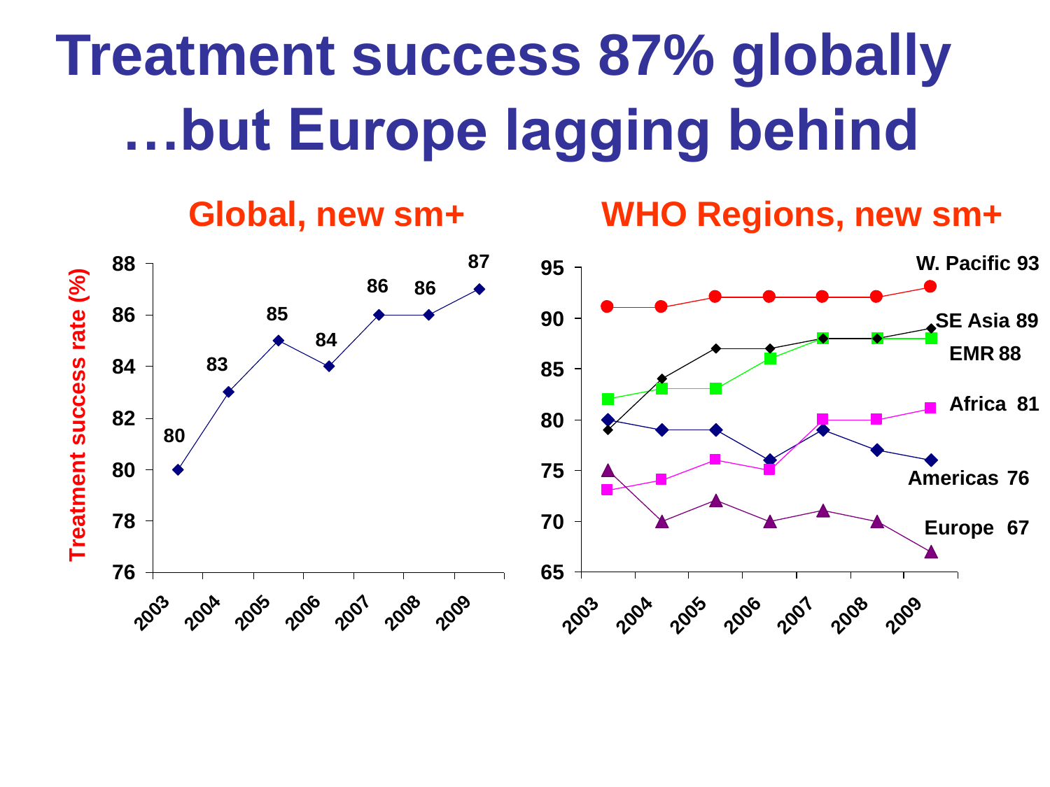# Treatment success 87% globally …but Europe lagging behind

## Global, new sm+

Treatment success rate (%)

| Year | 2003 | 2004 | 2005 | 2006 | 2007 | 2008 | 2009 |
|---|---|---|---|---|---|---|---|
| Global | 80 | 83 | 85 | 84 | 86 | 86 | 87 |

## WHO Regions, new sm+

- W. Pacific 93
- SE Asia 89
- EMR 88
- Africa 81
- Americas 76
- Europe 67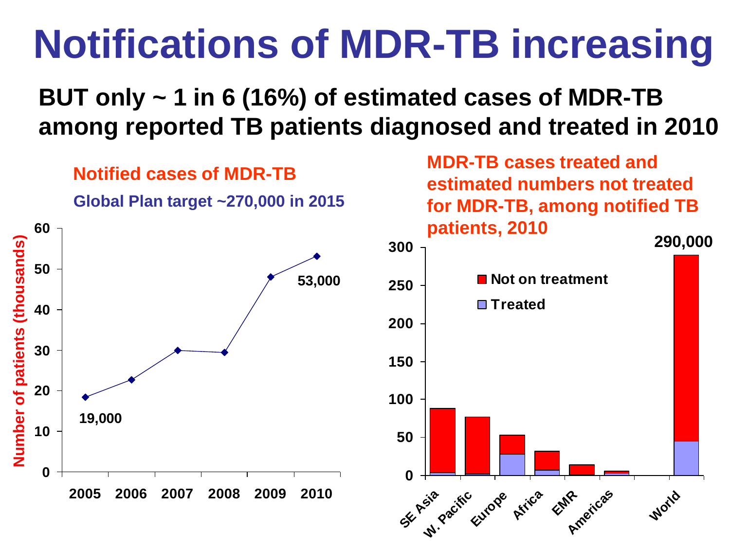# Notifications of MDR-TB increasing

**BUT only ~ 1 in 6 (16%) of estimated cases of MDR-TB among reported TB patients diagnosed and treated in 2010**

**Notified cases of MDR-TB**

**Global Plan target ~270,000 in 2015**

Number of patients (thousands)

| Year | 2005 | 2006 | 2007 | 2008 | 2009 | 2010 |
|---|---|---|---|---|---|---|
| Notified cases | 19,000 | | | | | 53,000 |

**MDR-TB cases treated and estimated numbers not treated for MDR-TB, among notified TB patients, 2010**

Legend: Not on treatment; Treated

Regions: SE Asia, W. Pacific, Europe, Africa, EMR, Americas, World

World: 290,000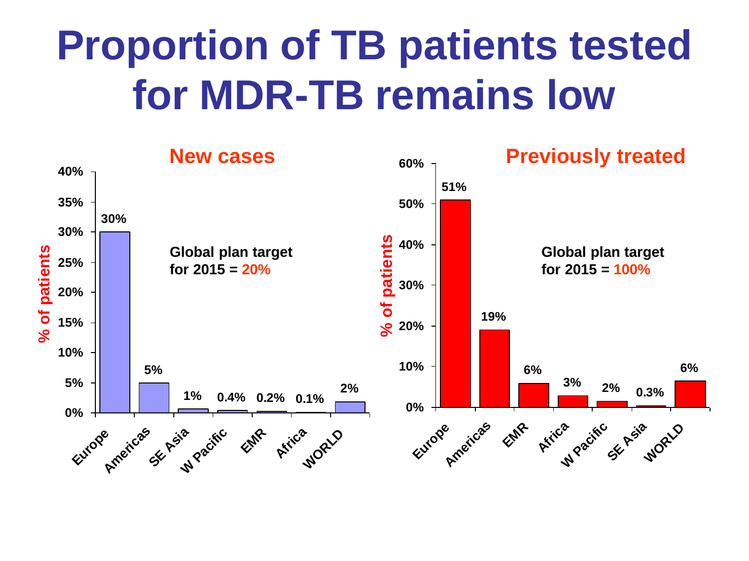# Proportion of TB patients tested for MDR-TB remains low

## New cases

Global plan target for 2015 = 20%

| Region | % of patients |
|---|---|
| Europe | 30% |
| Americas | 5% |
| SE Asia | 1% |
| W Pacific | 0.4% |
| EMR | 0.2% |
| Africa | 0.1% |
| WORLD | 2% |

## Previously treated

Global plan target for 2015 = 100%

| Region | % of patients |
|---|---|
| Europe | 51% |
| Americas | 19% |
| EMR | 6% |
| Africa | 3% |
| W Pacific | 2% |
| SE Asia | 0.3% |
| WORLD | 6% |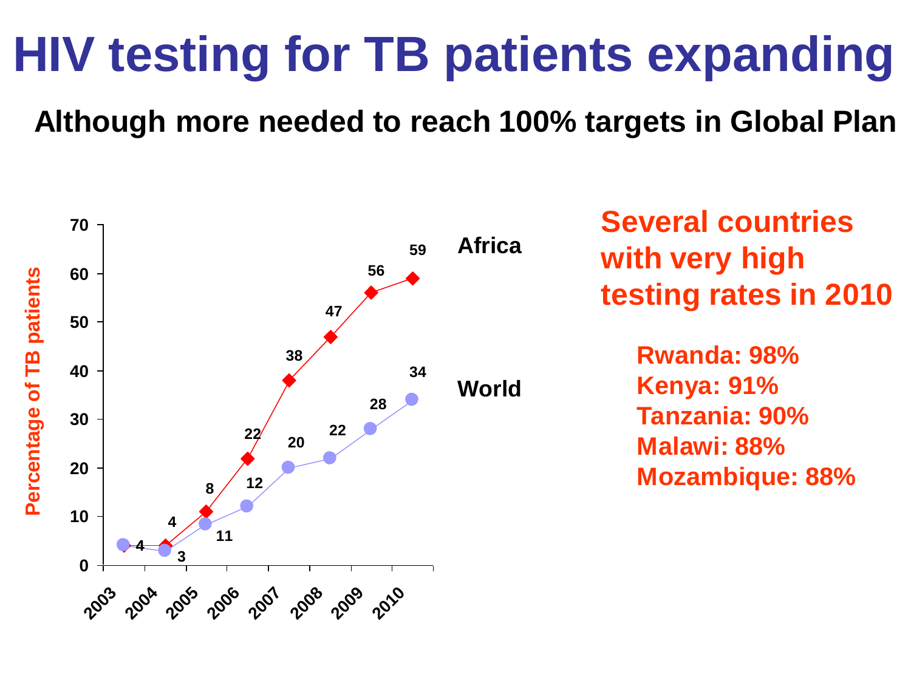# HIV testing for TB patients expanding

**Although more needed to reach 100% targets in Global Plan**

Percentage of TB patients

| Year | Africa | World |
|---|---|---|
| 2003 | 4 | 4 |
| 2004 | 4 | 3 |
| 2005 | 11 | 8 |
| 2006 | 22 | 12 |
| 2007 | 38 | 20 |
| 2008 | 47 | 22 |
| 2009 | 56 | 28 |
| 2010 | 59 | 34 |

## Several countries with very high testing rates in 2010

- **Rwanda: 98%**
- **Kenya: 91%**
- **Tanzania: 90%**
- **Malawi: 88%**
- **Mozambique: 88%**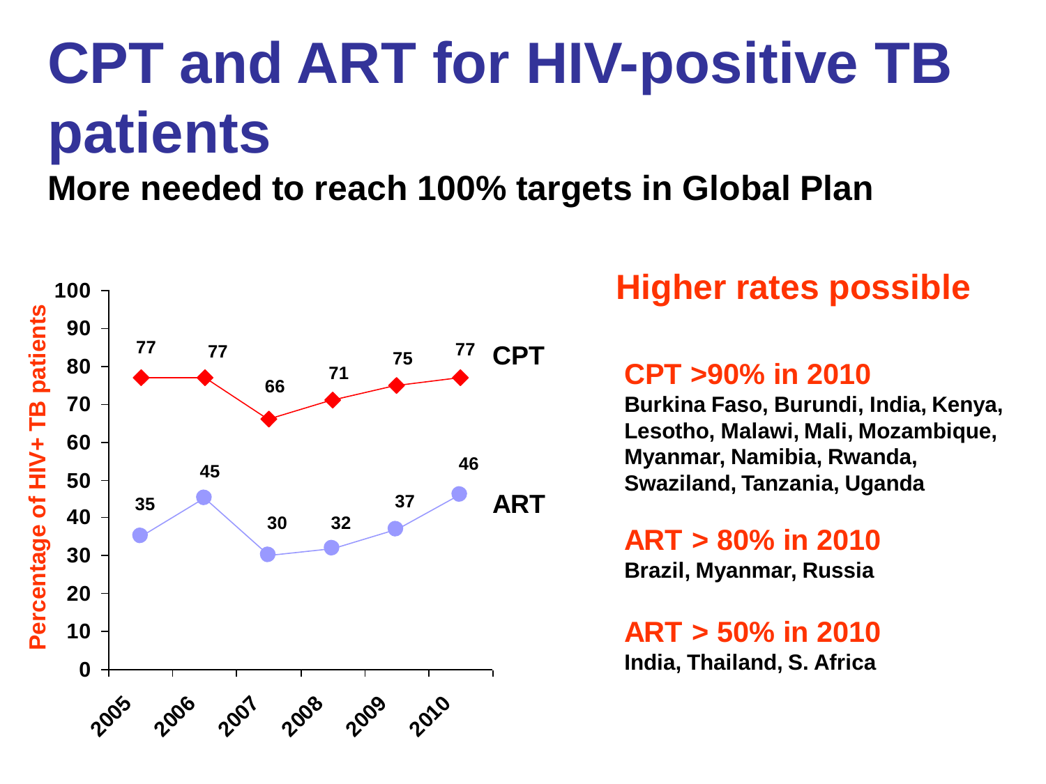# CPT and ART for HIV-positive TB patients

**More needed to reach 100% targets in Global Plan**

| Year | CPT | ART |
|---|---|---|
| 2005 | 77 | 35 |
| 2006 | 77 | 45 |
| 2007 | 66 | 30 |
| 2008 | 71 | 32 |
| 2009 | 75 | 37 |
| 2010 | 77 | 46 |

Percentage of HIV+ TB patients

## Higher rates possible

### CPT >90% in 2010

**Burkina Faso, Burundi, India, Kenya, Lesotho, Malawi, Mali, Mozambique, Myanmar, Namibia, Rwanda, Swaziland, Tanzania, Uganda**

### ART > 80% in 2010

**Brazil, Myanmar, Russia**

### ART > 50% in 2010

**India, Thailand, S. Africa**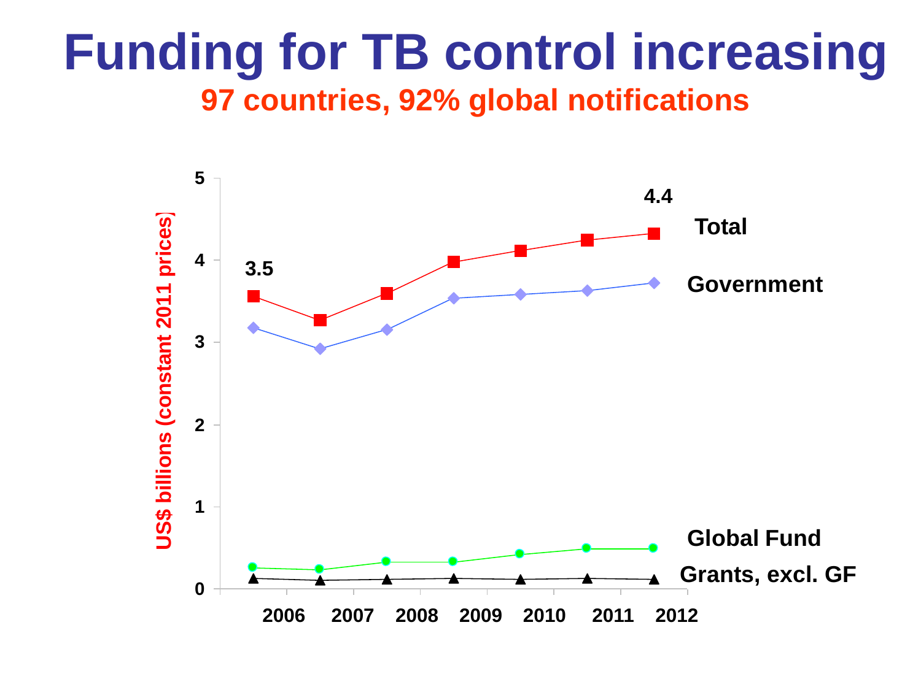# Funding for TB control increasing

## 97 countries, 92% global notifications

US$ billions (constant 2011 prices)

5

4

3

2

1

0

2006 2007 2008 2009 2010 2011 2012

3.5

4.4

Total

Government

Global Fund

Grants, excl. GF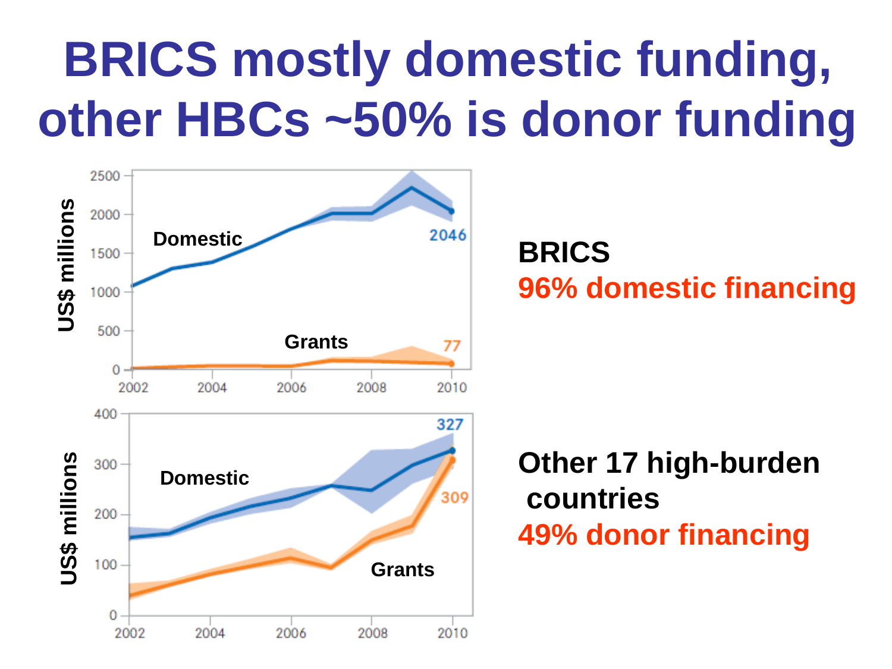# BRICS mostly domestic funding, other HBCs ~50% is donor funding

**BRICS**
96% domestic financing

**Other 17 high-burden countries**
49% donor financing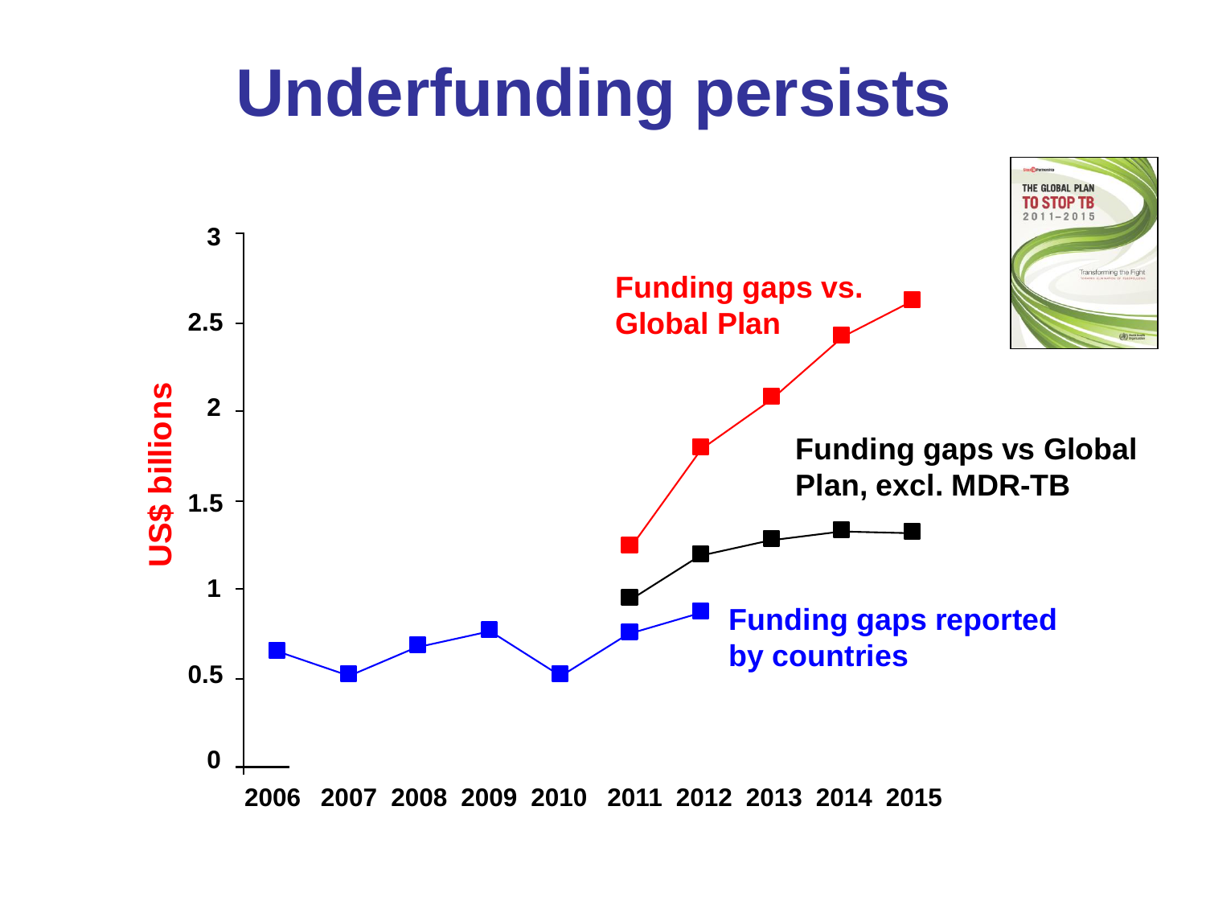# Underfunding persists

US$ billions

3
2.5
2
1.5
1
0.5
0

2006 2007 2008 2009 2010 2011 2012 2013 2014 2015

**Funding gaps vs. Global Plan**

**Funding gaps vs Global Plan, excl. MDR-TB**

**Funding gaps reported by countries**

THE GLOBAL PLAN TO STOP TB 2011–2015

Transforming the Fight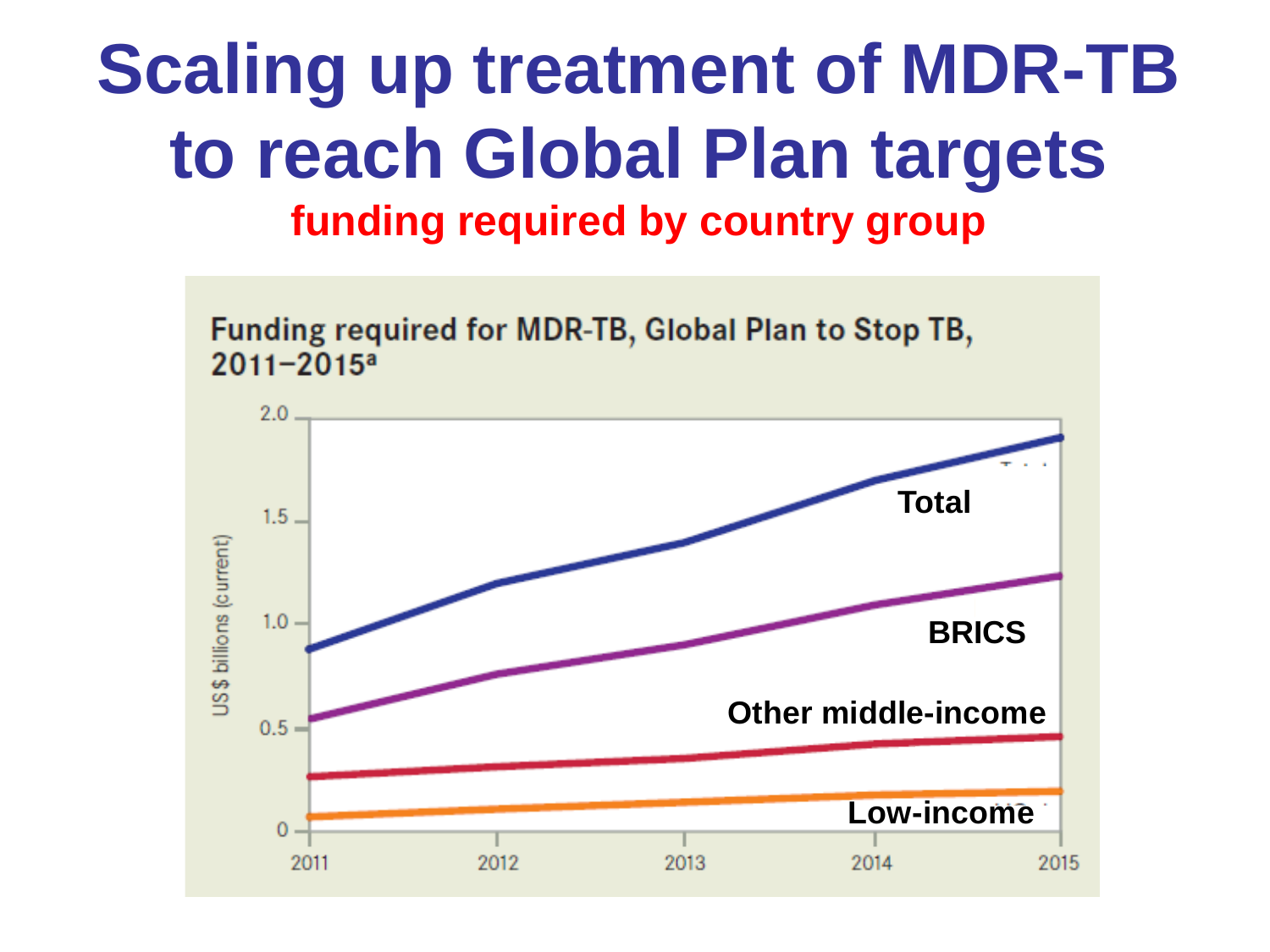# Scaling up treatment of MDR-TB to reach Global Plan targets

**funding required by country group**

Funding required for MDR-TB, Global Plan to Stop TB, 2011–2015[a]

US$ billions (current)

2.0
1.5
1.0
0.5
0

2011 2012 2013 2014 2015

Total

BRICS

Other middle-income

Low-income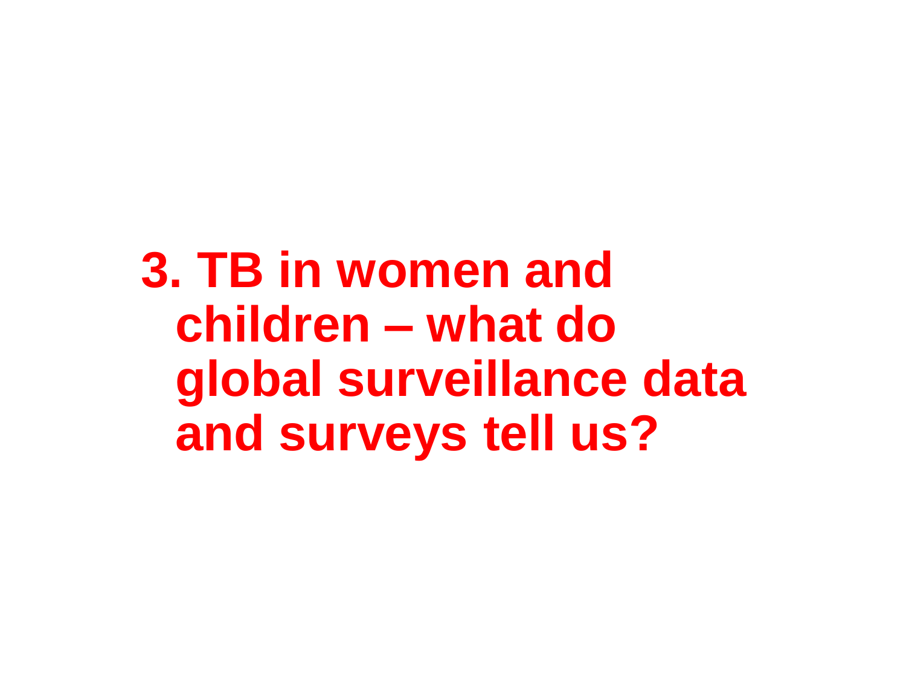# 3. TB in women and children – what do global surveillance data and surveys tell us?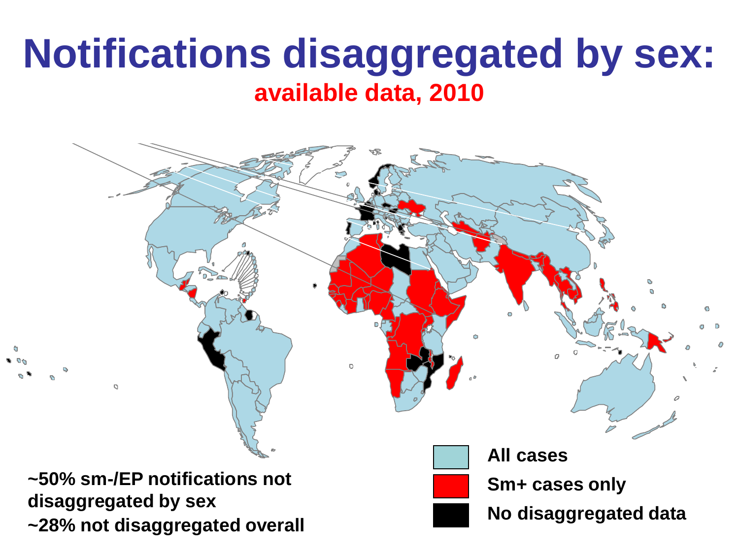# Notifications disaggregated by sex:

**available data, 2010**

- All cases
- Sm+ cases only
- No disaggregated data

**~50% sm-/EP notifications not disaggregated by sex**

**~28% not disaggregated overall**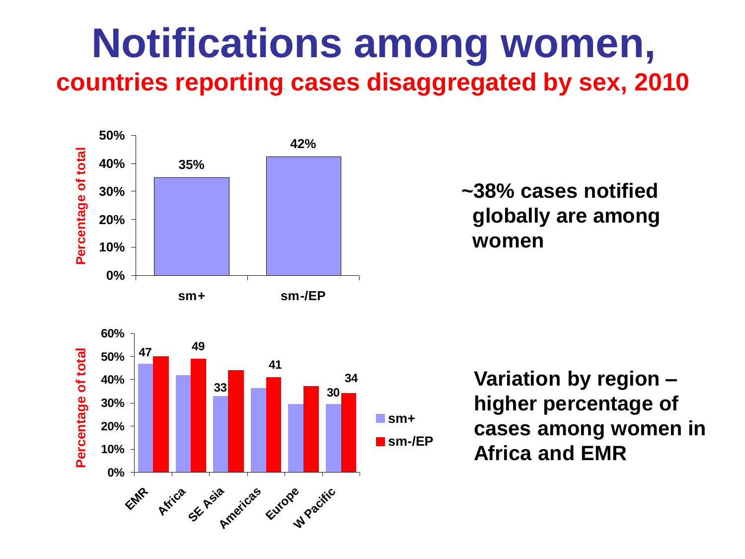# Notifications among women,

## countries reporting cases disaggregated by sex, 2010

| | sm+ | sm-/EP |
|---|---|---|
| Percentage of total | 35% | 42% |

**~38% cases notified globally are among women**

| Region | sm+ | sm-/EP |
|---|---|---|
| EMR | 47 | |
| Africa | | 49 |
| SE Asia | 33 | |
| Americas | | 41 |
| Europe | | |
| W Pacific | 30 | 34 |

**Variation by region – higher percentage of cases among women in Africa and EMR**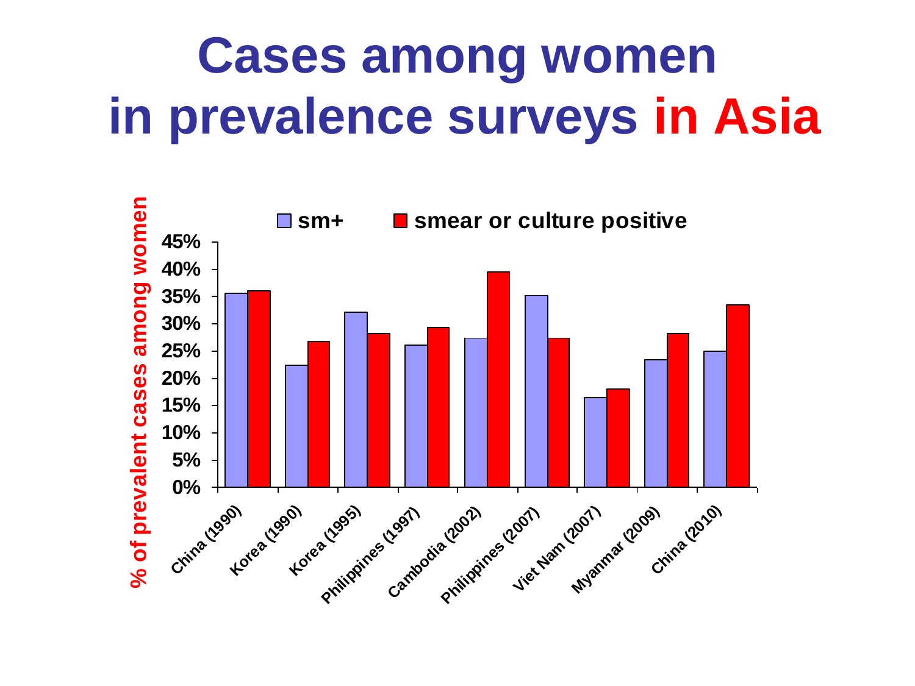# Cases among women in prevalence surveys in Asia

% of prevalent cases among women

■ sm+ ■ smear or culture positive

45%
40%
35%
30%
25%
20%
15%
10%
5%
0%

China (1990) Korea (1990) Korea (1995) Philippines (1997) Cambodia (2002) Philippines (2007) Viet Nam (2007) Myanmar (2009) China (2010)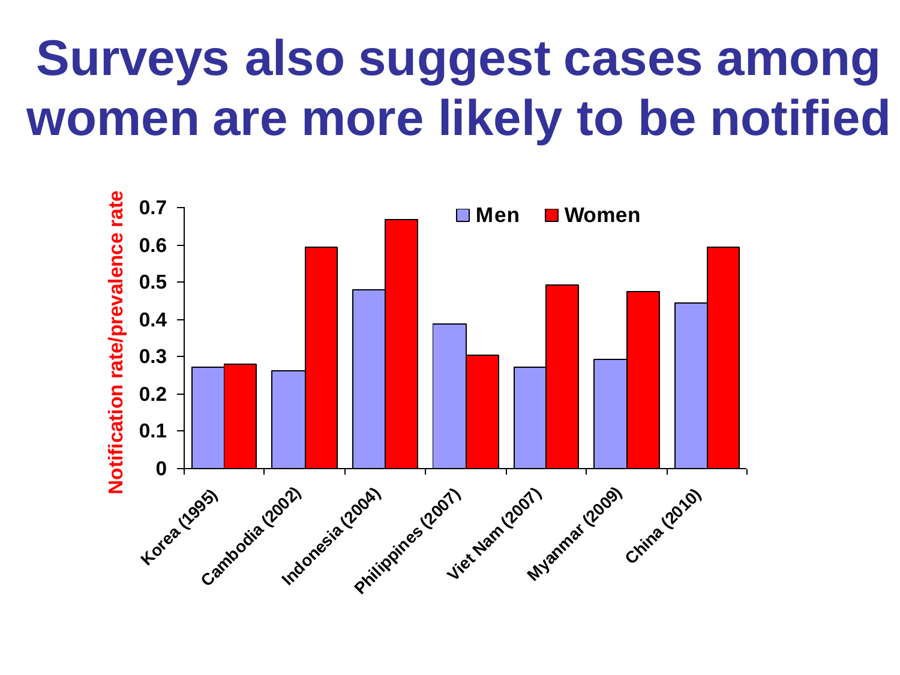# Surveys also suggest cases among women are more likely to be notified

| | Men | Women |
|---|---|---|
| Korea (1995) | 0.27 | 0.28 |
| Cambodia (2002) | 0.26 | 0.59 |
| Indonesia (2004) | 0.48 | 0.67 |
| Philippines (2007) | 0.39 | 0.30 |
| Viet Nam (2007) | 0.27 | 0.49 |
| Myanmar (2009) | 0.29 | 0.47 |
| China (2010) | 0.44 | 0.59 |

Notification rate/prevalence rate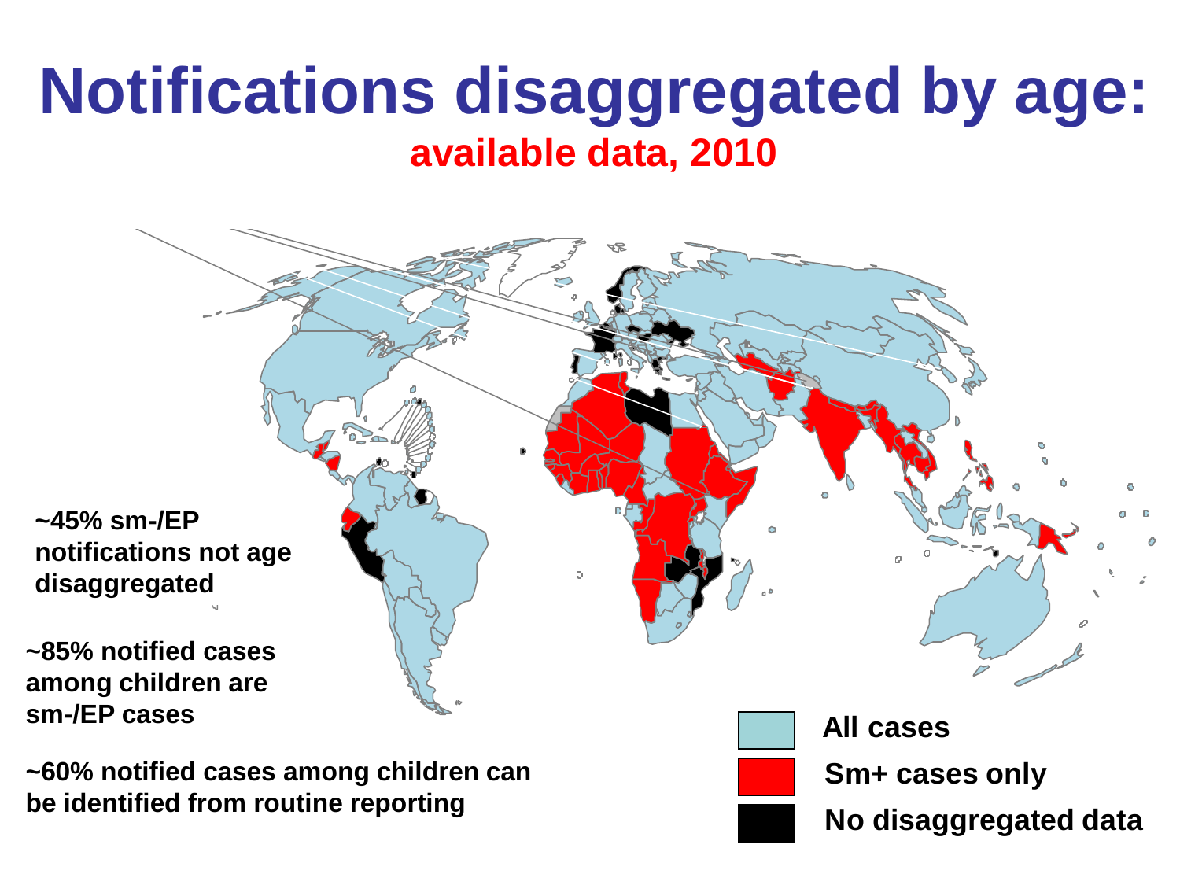# Notifications disaggregated by age:

**available data, 2010**

~45% sm-/EP notifications not age disaggregated

~85% notified cases among children are sm-/EP cases

~60% notified cases among children can be identified from routine reporting

- All cases
- Sm+ cases only
- No disaggregated data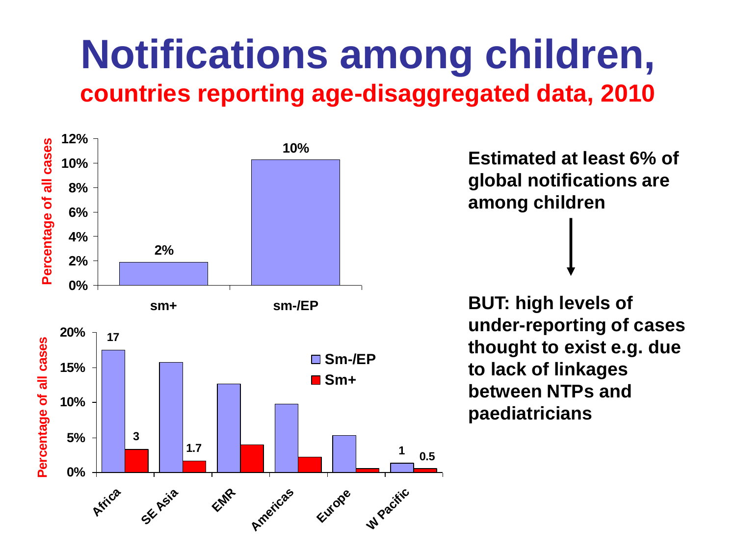# Notifications among children,

## countries reporting age-disaggregated data, 2010

Percentage of all cases

| | Percentage of all cases |
|---|---|
| sm+ | 2% |
| sm-/EP | 10% |

Percentage of all cases

| Region | Sm-/EP | Sm+ |
|---|---|---|
| Africa | 17 | 3 |
| SE Asia | | 1.7 |
| EMR | | |
| Americas | | |
| Europe | | |
| W Pacific | 1 | 0.5 |

**Estimated at least 6% of global notifications are among children**

↓

**BUT: high levels of under-reporting of cases thought to exist e.g. due to lack of linkages between NTPs and paediatricians**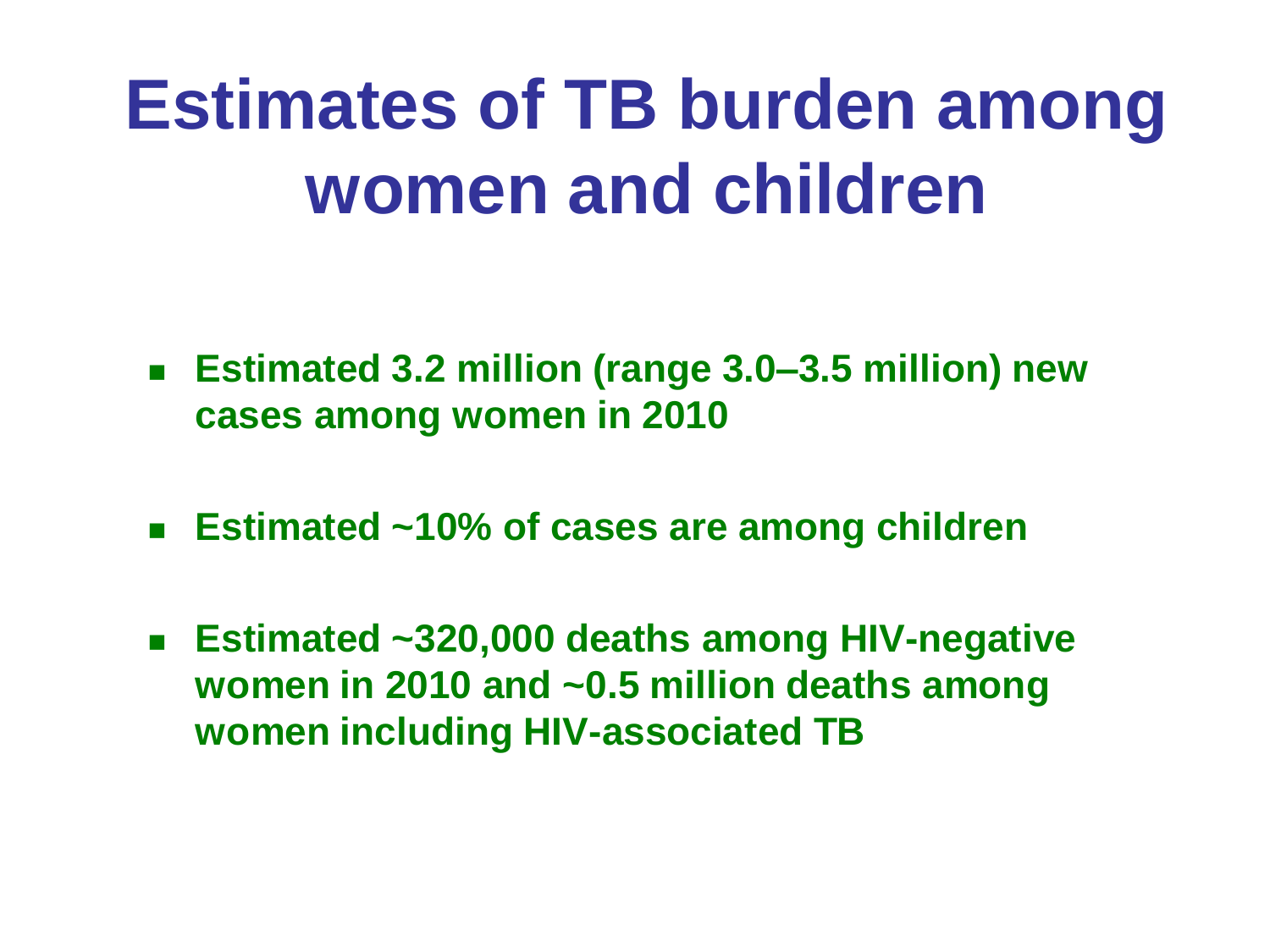# Estimates of TB burden among women and children

- **Estimated 3.2 million (range 3.0–3.5 million) new cases among women in 2010**
- **Estimated ~10% of cases are among children**
- **Estimated ~320,000 deaths among HIV-negative women in 2010 and ~0.5 million deaths among women including HIV-associated TB**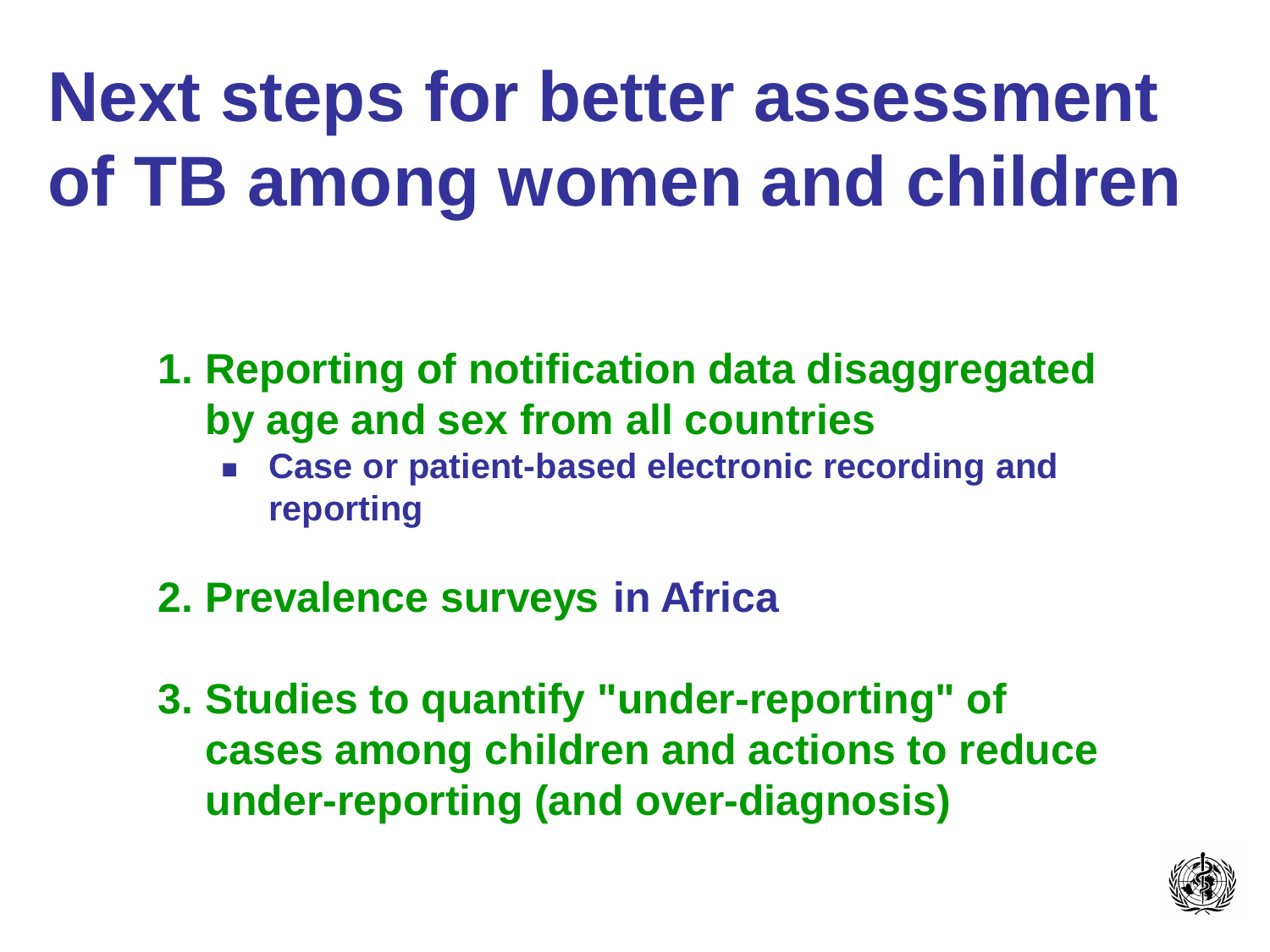# Next steps for better assessment of TB among women and children

1. **Reporting of notification data disaggregated by age and sex from all countries**
   - **Case or patient-based electronic recording and reporting**

2. **Prevalence surveys in Africa**

3. **Studies to quantify "under-reporting" of cases among children and actions to reduce under-reporting (and over-diagnosis)**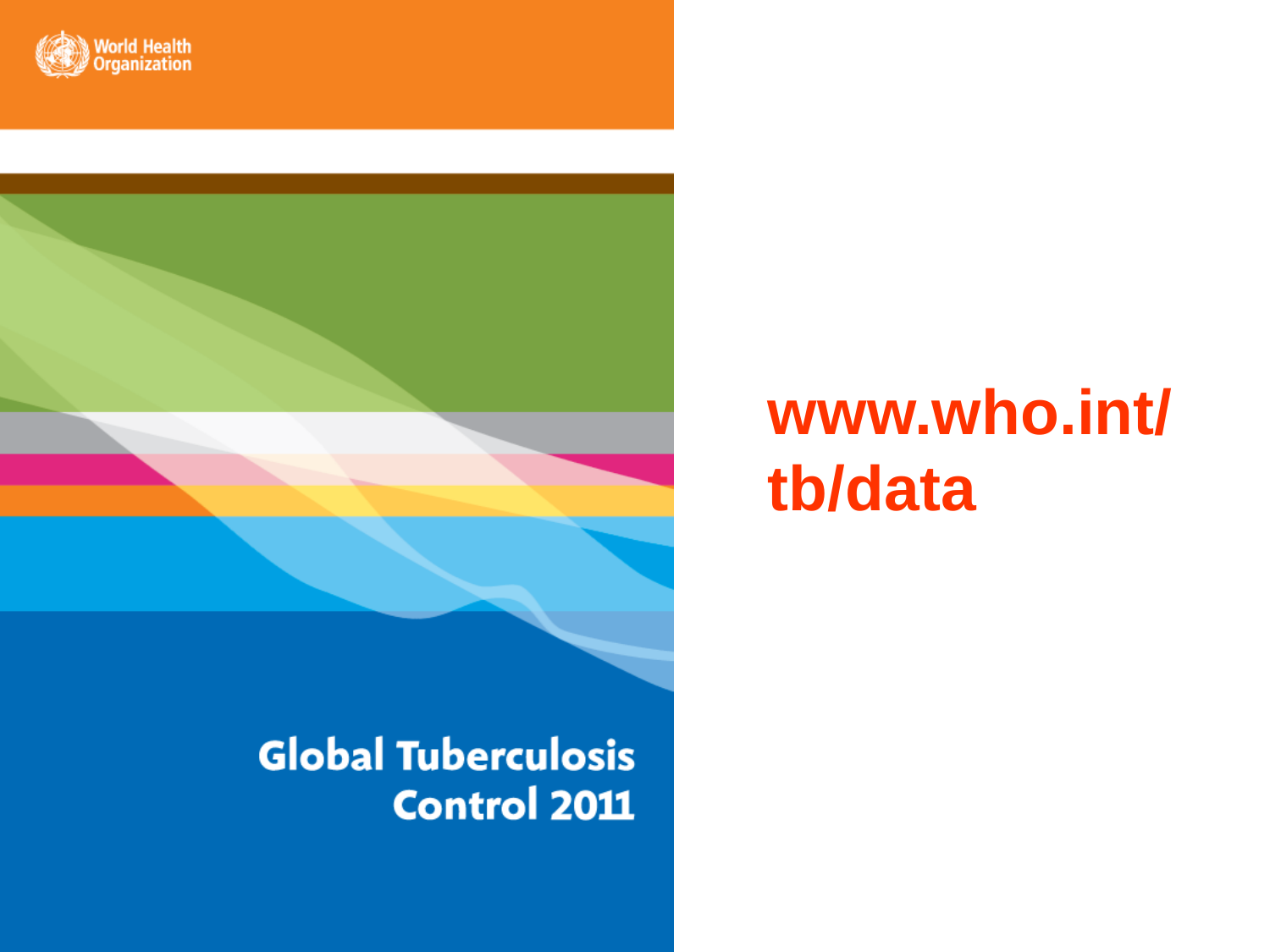World Health Organization

Global Tuberculosis Control 2011

**www.who.int/tb/data**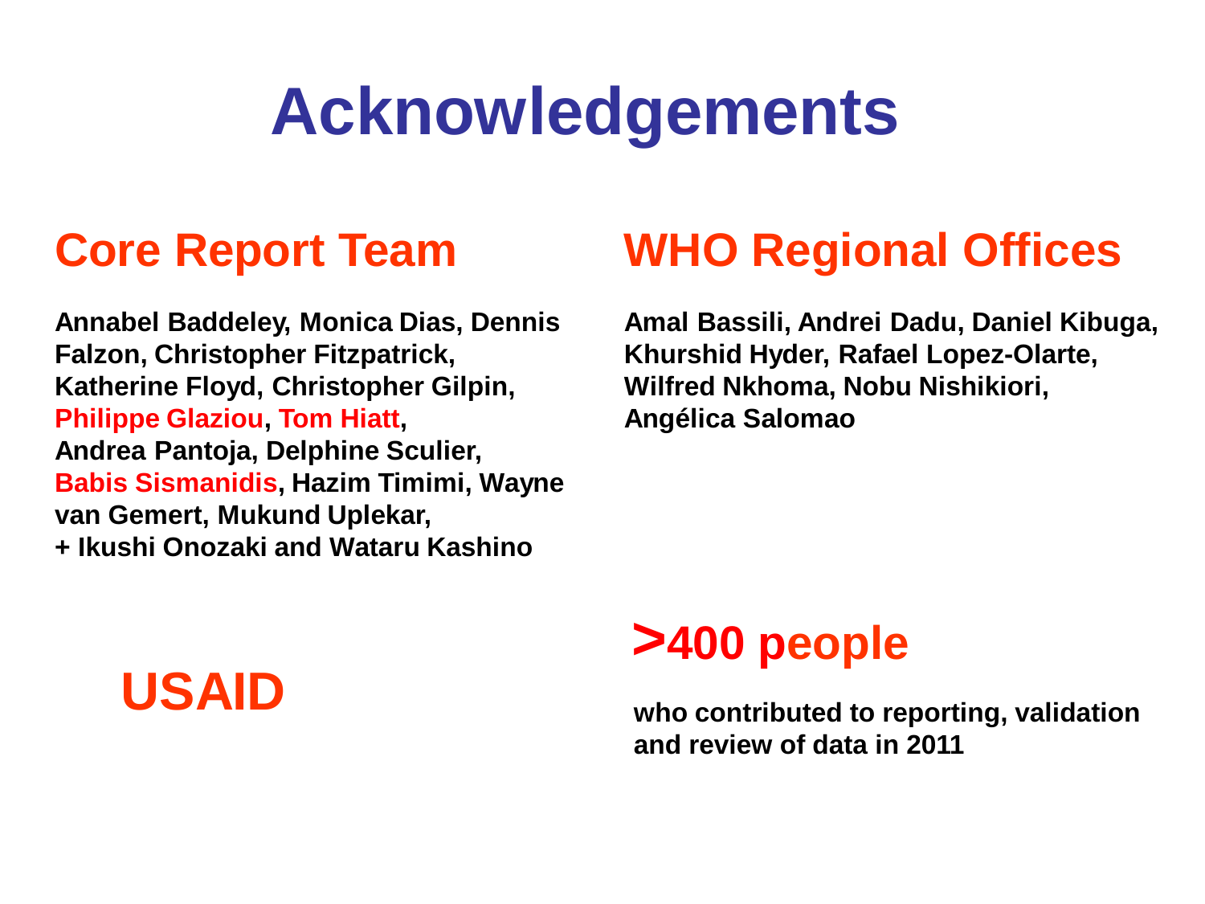# Acknowledgements

## Core Report Team

**Annabel Baddeley, Monica Dias, Dennis Falzon, Christopher Fitzpatrick, Katherine Floyd, Christopher Gilpin, Philippe Glaziou, Tom Hiatt, Andrea Pantoja, Delphine Sculier, Babis Sismanidis, Hazim Timimi, Wayne van Gemert, Mukund Uplekar, + Ikushi Onozaki and Wataru Kashino**

## WHO Regional Offices

**Amal Bassili, Andrei Dadu, Daniel Kibuga, Khurshid Hyder, Rafael Lopez-Olarte, Wilfred Nkhoma, Nobu Nishikiori, Angélica Salomao**

## USAID

## >400 people

**who contributed to reporting, validation and review of data in 2011**